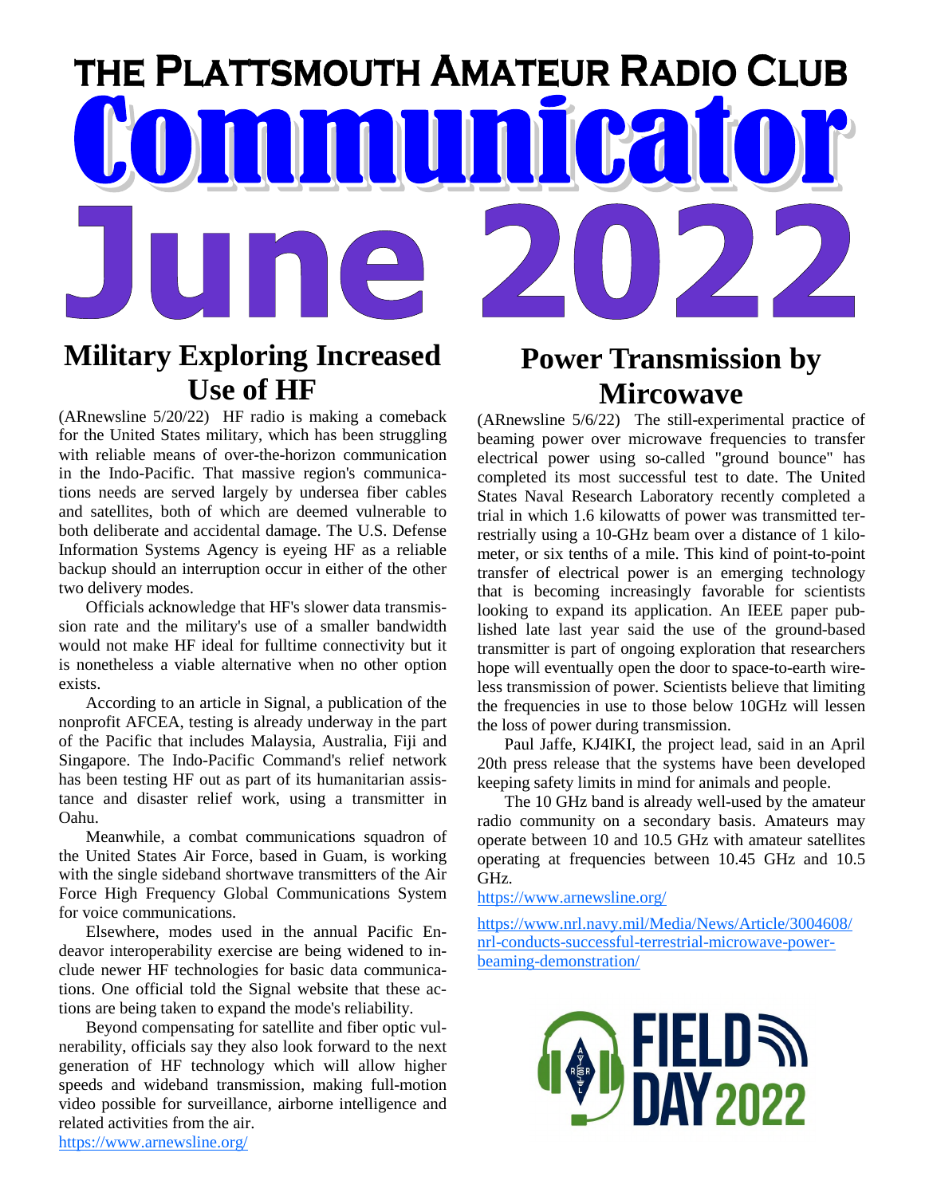# THE PLATTSMOUTH AMATEUR RADIO CLUB

# Communicator

# June 2022

## Military Exploring Increased Use of HF

(ARnewsline 5/20/22) HF radio is making a comeback for the United States military, which has been struggling with reliable means of over-the-horizon communication in the Indo-Pacific. That massive region's communications needs are served largely by undersea fiber cables and satellites, both of which are deemed vulnerable to both deliberate and accidental damage. The U.S. Defense Information Systems Agency is eyeing HF as a reliable backup should an interruption occur in either of the other two delivery modes.

Officials acknowledge that HF's slower data transmission rate and the military's use of a smaller bandwidth would not make HF ideal for fulltime connectivity but it is nonetheless a viable alternative when no other option exists.

According to an article in Signal, a publication of the nonprofit AFCEA, testing is already underway in the part of the Pacific that includes Malaysia, Australia, Fiji and Singapore. The Indo-Pacific Command's relief network has been testing HF out as part of its humanitarian assistance and disaster relief work, using a transmitter in Oahu.

Meanwhile, a combat communications squadron of the United States Air Force, based in Guam, is working with the single sideband shortwave transmitters of the Air Force High Frequency Global Communications System for voice communications.

Elsewhere, modes used in the annual Pacific Endeavor interoperability exercise are being widened to include newer HF technologies for basic data communications. One official told the Signal website that these actions are being taken to expand the mode's reliability.

Beyond compensating for satellite and fiber optic vulnerability, officials say they also look forward to the next generation of HF technology which will allow higher speeds and wideband transmission, making full-motion video possible for surveillance, airborne intelligence and related activities from the air.

https://www.arnewsline.org/

## Power Transmission by Mircowave

(ARnewsline 5/6/22) The still-experimental practice of beaming power over microwave frequencies to transfer electrical power using so-called "ground bounce" has completed its most successful test to date. The United States Naval Research Laboratory recently completed a trial in which 1.6 kilowatts of power was transmitted terrestrially using a 10-GHz beam over a distance of 1 kilometer, or six tenths of a mile. This kind of point-to-point transfer of electrical power is an emerging technology that is becoming increasingly favorable for scientists looking to expand its application. An IEEE paper published late last year said the use of the ground-based transmitter is part of ongoing exploration that researchers hope will eventually open the door to space-to-earth wireless transmission of power. Scientists believe that limiting the frequencies in use to those below 10GHz will lessen the loss of power during transmission.

Paul Jaffe, KJ4IKI, the project lead, said in an April 20th press release that the systems have been developed keeping safety limits in mind for animals and people.

The 10 GHz band is already well-used by the amateur radio community on a secondary basis. Amateurs may operate between 10 and 10.5 GHz with amateur satellites operating at frequencies between 10.45 GHz and 10.5 GHz.

https://www.arnewsline.org/

https://www.nrl.navy.mil/Media/News/Article/3004608/nrl-conducts-successful-terrestrial-microwave-power-beaming-demonstration/

FIELD DAY 2022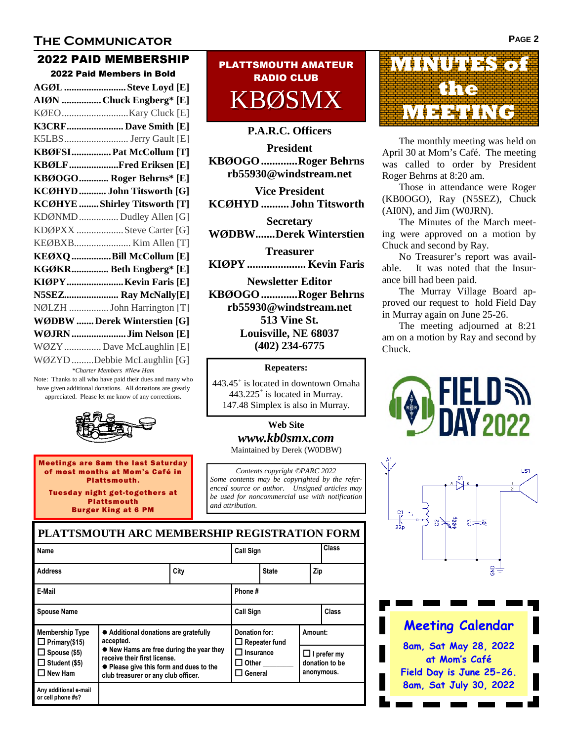## 2022 PAID MEMBERSHIP

**2022 Paid Members in Bold**

| | |
|---|---|
| **AGØL** | **Steve Loyd [E]** |
| **AIØN** | **Chuck Engberg* [E]** |
| KØEO | Kary Cluck [E] |
| **K3CRF** | **Dave Smith [E]** |
| K5LBS | Jerry Gault [E] |
| **KBØFSI** | **Pat McCollum [T]** |
| **KBØLF** | **Fred Eriksen [E]** |
| **KBØOGO** | **Roger Behrns* [E]** |
| **KCØHYD** | **John Titsworth [G]** |
| **KCØHYE** | **Shirley Titsworth [T]** |
| KDØNMD | Dudley Allen [G] |
| KDØPXX | Steve Carter [G] |
| KEØBXB | Kim Allen [T] |
| **KEØXQ** | **Bill McCollum [E]** |
| **KGØKR** | **Beth Engberg* [E]** |
| **KIØPY** | **Kevin Faris [E]** |
| **N5SEZ** | **Ray McNally[E]** |
| NØLZH | John Harrington [T] |
| **WØDBW** | **Derek Winterstien [G]** |
| **WØJRN** | **Jim Nelson [E]** |
| WØZY | Dave McLaughlin [E] |
| WØZYD | Debbie McLaughlin [G] |

*\*Charter Members #New Ham*

Note: Thanks to all who have paid their dues and many who have given additional donations. All donations are greatly appreciated. Please let me know of any corrections.

**Meetings are 8am the last Saturday of most months at Mom's Café in Plattsmouth.**

**Tuesday night get-togethers at Plattsmouth Burger King at 6 PM**

## PLATTSMOUTH AMATEUR RADIO CLUB
# KBØSMX

### P.A.R.C. Officers

**President**
**KBØOGO ............Roger Behrns**
**rb55930@windstream.net**

**Vice President**
**KCØHYD ..........John Titsworth**

**Secretary**
**WØDBW.......Derek Winterstien**

**Treasurer**
**KIØPY ....................Kevin Faris**

**Newsletter Editor**
**KBØOGO ............Roger Behrns**
**rb55930@windstream.net**
**513 Vine St.**
**Louisville, NE 68037**
**(402) 234-6775**

**Repeaters:**

443.45+ is located in downtown Omaha
443.225+ is located in Murray.
147.48 Simplex is also in Murray.

**Web Site**
***www.kb0smx.com***
Maintained by Derek (W0DBW)

*Contents copyright ©PARC 2022*
*Some contents may be copyrighted by the referenced source or author. Unsigned articles may be used for noncommercial use with notification and attribution.*

## MINUTES of the MEETING

The monthly meeting was held on April 30 at Mom's Café. The meeting was called to order by President Roger Behrns at 8:20 am.

Those in attendance were Roger (KB0OGO), Ray (N5SEZ), Chuck (AI0N), and Jim (W0JRN).

The Minutes of the March meeting were approved on a motion by Chuck and second by Ray.

No Treasurer's report was available. It was noted that the Insurance bill had been paid.

The Murray Village Board approved our request to hold Field Day in Murray again on June 25-26.

The meeting adjourned at 8:21 am on a motion by Ray and second by Chuck.

FIELD DAY 2022

A1 LS1 D1 C1 22p L1 C2 400p C3 .01 GND

### Meeting Calendar

**8am, Sat May 28, 2022 at Mom's Café**
**Field Day is June 25-26.**
**8am, Sat July 30, 2022**

## PLATTSMOUTH ARC MEMBERSHIP REGISTRATION FORM

| | | | | | |
|---|---|---|---|---|---|
| Name | | | Call Sign | | Class |
| Address | City | | State | Zip | |
| E-Mail | | | Phone # | | |
| Spouse Name | | | Call Sign | | Class |
| Membership Type<br>☐ Primary($15)<br>☐ Spouse ($5)<br>☐ Student ($5)<br>☐ New Ham | ● Additional donations are gratefully accepted.<br>● New Hams are free during the year they receive their first license.<br>● Please give this form and dues to the club treasurer or any club officer. | | Donation for:<br>☐ Repeater fund<br>☐ Insurance<br>☐ Other ________<br>☐ General | Amount:<br><br>☐ I prefer my donation to be anonymous. | |
| Any additional e-mail or cell phone #s? | | | | | |